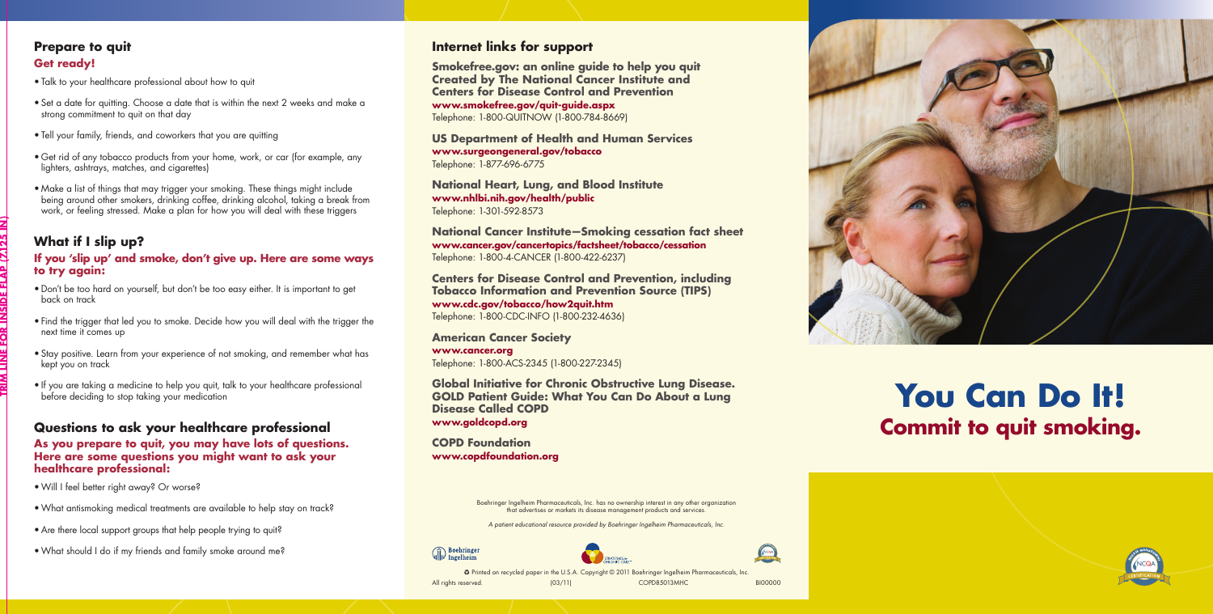## Prepare to quit

### Get ready!

- Talk to your healthcare professional about how to quit
- Set a date for quitting. Choose a date that is within the next 2 weeks and make a strong commitment to quit on that day
- Tell your family, friends, and coworkers that you are quitting
- Get rid of any tobacco products from your home, work, or car (for example, any lighters, ashtrays, matches, and cigarettes)
- Make a list of things that may trigger your smoking. These things might include being around other smokers, drinking coffee, drinking alcohol, taking a break from work, or feeling stressed. Make a plan for how you will deal with these triggers

## What if I slip up?

### If you 'slip up' and smoke, don't give up. Here are some ways to try again:

- Don't be too hard on yourself, but don't be too easy either. It is important to get back on track
- Find the trigger that led you to smoke. Decide how you will deal with the trigger the next time it comes up
- Stay positive. Learn from your experience of not smoking, and remember what has kept you on track
- If you are taking a medicine to help you quit, talk to your healthcare professional before deciding to stop taking your medication

## Questions to ask your healthcare professional

### As you prepare to quit, you may have lots of questions. Here are some questions you might want to ask your healthcare professional:

- Will I feel better right away? Or worse?
- What antismoking medical treatments are available to help stay on track?
- Are there local support groups that help people trying to quit?
- What should I do if my friends and family smoke around me?

## Internet links for support

**Smokefree.gov: an online guide to help you quit Created by The National Cancer Institute and Centers for Disease Control and Prevention**
**www.smokefree.gov/quit-guide.aspx**
Telephone: 1-800-QUITNOW (1-800-784-8669)

**US Department of Health and Human Services**
**www.surgeongeneral.gov/tobacco**
Telephone: 1-877-696-6775

**National Heart, Lung, and Blood Institute**
**www.nhlbi.nih.gov/health/public**
Telephone: 1-301-592-8573

**National Cancer Institute—Smoking cessation fact sheet**
**www.cancer.gov/cancertopics/factsheet/tobacco/cessation**
Telephone: 1-800-4-CANCER (1-800-422-6237)

**Centers for Disease Control and Prevention, including Tobacco Information and Prevention Source (TIPS)**
**www.cdc.gov/tobacco/how2quit.htm**
Telephone: 1-800-CDC-INFO (1-800-232-4636)

**American Cancer Society**
**www.cancer.org**
Telephone: 1-800-ACS-2345 (1-800-227-2345)

**Global Initiative for Chronic Obstructive Lung Disease. GOLD Patient Guide: What You Can Do About a Lung Disease Called COPD**
**www.goldcopd.org**

**COPD Foundation**
**www.copdfoundation.org**

Boehringer Ingelheim Pharmaceuticals, Inc. has no ownership interest in any other organization that advertises or markets its disease management products and services.

*A patient educational resource provided by Boehringer Ingelheim Pharmaceuticals, Inc.*

Printed on recycled paper in the U.S.A. Copyright © 2011 Boehringer Ingelheim Pharmaceuticals, Inc. All rights reserved. (03/11) COPD85013MHC BI00000

# You Can Do It!

## Commit to quit smoking.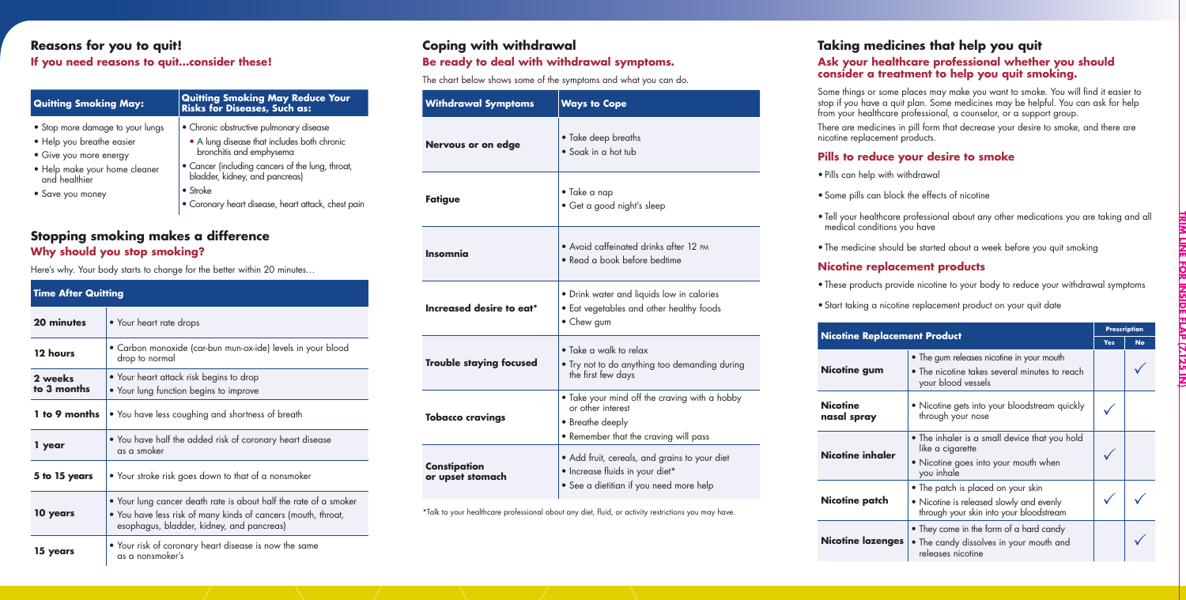## Reasons for you to quit!

### If you need reasons to quit…consider these!

| Quitting Smoking May: | Quitting Smoking May Reduce Your Risks for Diseases, Such as: |
|---|---|
| • Stop more damage to your lungs<br>• Help you breathe easier<br>• Give you more energy<br>• Help make your home cleaner and healthier<br>• Save you money | • Chronic obstructive pulmonary disease<br>  • A lung disease that includes both chronic bronchitis and emphysema<br>• Cancer (including cancers of the lung, throat, bladder, kidney, and pancreas)<br>• Stroke<br>• Coronary heart disease, heart attack, chest pain |

## Stopping smoking makes a difference

### Why should you stop smoking?

Here's why. Your body starts to change for the better within 20 minutes…

| Time After Quitting | |
|---|---|
| **20 minutes** | • Your heart rate drops |
| **12 hours** | • Carbon monoxide (car-bun mun-ox-ide) levels in your blood drop to normal |
| **2 weeks to 3 months** | • Your heart attack risk begins to drop<br>• Your lung function begins to improve |
| **1 to 9 months** | • You have less coughing and shortness of breath |
| **1 year** | • You have half the added risk of coronary heart disease as a smoker |
| **5 to 15 years** | • Your stroke risk goes down to that of a nonsmoker |
| **10 years** | • Your lung cancer death rate is about half the rate of a smoker<br>• You have less risk of many kinds of cancers (mouth, throat, esophagus, bladder, kidney, and pancreas) |
| **15 years** | • Your risk of coronary heart disease is now the same as a nonsmoker's |

## Coping with withdrawal

### Be ready to deal with withdrawal symptoms.

The chart below shows some of the symptoms and what you can do.

| Withdrawal Symptoms | Ways to Cope |
|---|---|
| **Nervous or on edge** | • Take deep breaths<br>• Soak in a hot tub |
| **Fatigue** | • Take a nap<br>• Get a good night's sleep |
| **Insomnia** | • Avoid caffeinated drinks after 12 PM<br>• Read a book before bedtime |
| **Increased desire to eat*** | • Drink water and liquids low in calories<br>• Eat vegetables and other healthy foods<br>• Chew gum |
| **Trouble staying focused** | • Take a walk to relax<br>• Try not to do anything too demanding during the first few days |
| **Tobacco cravings** | • Take your mind off the craving with a hobby or other interest<br>• Breathe deeply<br>• Remember that the craving will pass |
| **Constipation or upset stomach** | • Add fruit, cereals, and grains to your diet<br>• Increase fluids in your diet*<br>• See a dietitian if you need more help |

*Talk to your healthcare professional about any diet, fluid, or activity restrictions you may have.

## Taking medicines that help you quit

### Ask your healthcare professional whether you should consider a treatment to help you quit smoking.

Some things or some places may make you want to smoke. You will find it easier to stop if you have a quit plan. Some medicines may be helpful. You can ask for help from your healthcare professional, a counselor, or a support group.

There are medicines in pill form that decrease your desire to smoke, and there are nicotine replacement products.

### Pills to reduce your desire to smoke

- Pills can help with withdrawal
- Some pills can block the effects of nicotine
- Tell your healthcare professional about any other medications you are taking and all medical conditions you have
- The medicine should be started about a week before you quit smoking

### Nicotine replacement products

- These products provide nicotine to your body to reduce your withdrawal symptoms
- Start taking a nicotine replacement product on your quit date

| Nicotine Replacement Product | | Prescription | |
|---|---|---|---|
| | | **Yes** | **No** |
| **Nicotine gum** | • The gum releases nicotine in your mouth<br>• The nicotine takes several minutes to reach your blood vessels | | ✓ |
| **Nicotine nasal spray** | • Nicotine gets into your bloodstream quickly through your nose | ✓ | |
| **Nicotine inhaler** | • The inhaler is a small device that you hold like a cigarette<br>• Nicotine goes into your mouth when you inhale | ✓ | |
| **Nicotine patch** | • The patch is placed on your skin<br>• Nicotine is released slowly and evenly through your skin into your bloodstream | ✓ | ✓ |
| **Nicotine lozenges** | • They come in the form of a hard candy<br>• The candy dissolves in your mouth and releases nicotine | | ✓ |

TRIM LINE FOR INSIDE FLAP (7.125 IN)